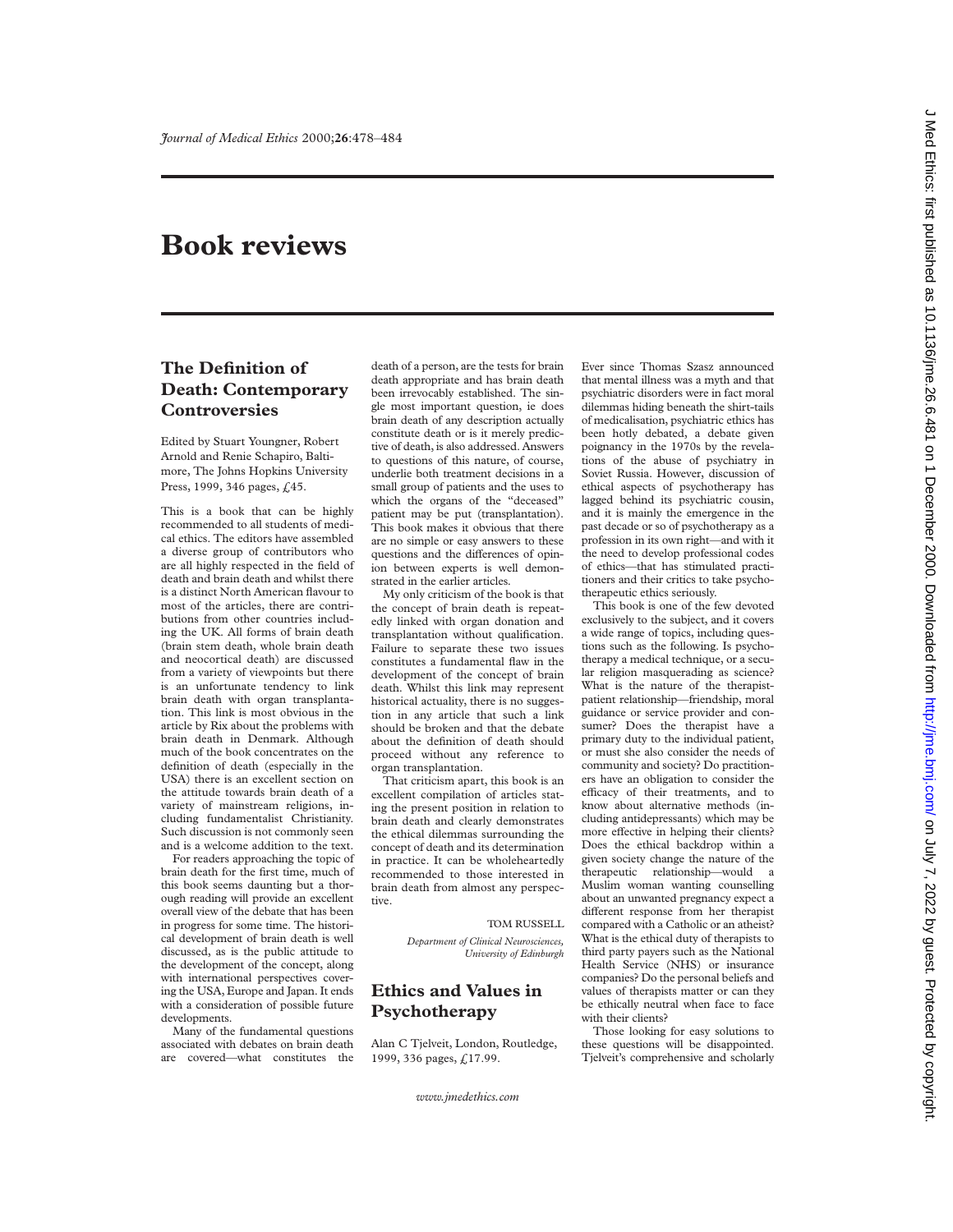# Book reviews

## The Definition of Death: Contemporary Controversies

Edited by Stuart Youngner, Robert Arnold and Renie Schapiro, Baltimore, The Johns Hopkins University Press, 1999, 346 pages, £45.

This is a book that can be highly recommended to all students of medical ethics. The editors have assembled a diverse group of contributors who are all highly respected in the field of death and brain death and whilst there is a distinct North American flavour to most of the articles, there are contributions from other countries including the UK. All forms of brain death (brain stem death, whole brain death and neocortical death) are discussed from a variety of viewpoints but there is an unfortunate tendency to link brain death with organ transplantation. This link is most obvious in the article by Rix about the problems with brain death in Denmark. Although much of the book concentrates on the definition of death (especially in the USA) there is an excellent section on the attitude towards brain death of a variety of mainstream religions, including fundamentalist Christianity. Such discussion is not commonly seen and is a welcome addition to the text.

For readers approaching the topic of brain death for the first time, much of this book seems daunting but a thorough reading will provide an excellent overall view of the debate that has been in progress for some time. The historical development of brain death is well discussed, as is the public attitude to the development of the concept, along with international perspectives covering the USA, Europe and Japan. It ends with a consideration of possible future developments.

Many of the fundamental questions associated with debates on brain death are covered—what constitutes the death of a person, are the tests for brain death appropriate and has brain death been irrevocably established. The single most important question, ie does brain death of any description actually constitute death or is it merely predictive of death, is also addressed. Answers to questions of this nature, of course, underlie both treatment decisions in a small group of patients and the uses to which the organs of the "deceased" patient may be put (transplantation). This book makes it obvious that there are no simple or easy answers to these questions and the differences of opinion between experts is well demonstrated in the earlier articles.

My only criticism of the book is that the concept of brain death is repeatedly linked with organ donation and transplantation without qualification. Failure to separate these two issues constitutes a fundamental flaw in the development of the concept of brain death. Whilst this link may represent historical actuality, there is no suggestion in any article that such a link should be broken and that the debate about the definition of death should proceed without any reference to organ transplantation.

That criticism apart, this book is an excellent compilation of articles stating the present position in relation to brain death and clearly demonstrates the ethical dilemmas surrounding the concept of death and its determination in practice. It can be wholeheartedly recommended to those interested in brain death from almost any perspective.

TOM RUSSELL

*Department of Clinical Neurosciences, University of Edinburgh*

## Ethics and Values in Psychotherapy

Alan C Tjelveit, London, Routledge, 1999, 336 pages, £17.99.

Ever since Thomas Szasz announced that mental illness was a myth and that psychiatric disorders were in fact moral dilemmas hiding beneath the shirt-tails of medicalisation, psychiatric ethics has been hotly debated, a debate given poignancy in the 1970s by the revelations of the abuse of psychiatry in Soviet Russia. However, discussion of ethical aspects of psychotherapy has lagged behind its psychiatric cousin, and it is mainly the emergence in the past decade or so of psychotherapy as a profession in its own right—and with it the need to develop professional codes of ethics—that has stimulated practitioners and their critics to take psychotherapeutic ethics seriously.

This book is one of the few devoted exclusively to the subject, and it covers a wide range of topics, including questions such as the following. Is psychotherapy a medical technique, or a secular religion masquerading as science? What is the nature of the therapist-patient relationship—friendship, moral guidance or service provider and consumer? Does the therapist have a primary duty to the individual patient, or must she also consider the needs of community and society? Do practitioners have an obligation to consider the efficacy of their treatments, and to know about alternative methods (including antidepressants) which may be more effective in helping their clients? Does the ethical backdrop within a given society change the nature of the therapeutic relationship—would a Muslim woman wanting counselling about an unwanted pregnancy expect a different response from her therapist compared with a Catholic or an atheist? What is the ethical duty of therapists to third party payers such as the National Health Service (NHS) or insurance companies? Do the personal beliefs and values of therapists matter or can they be ethically neutral when face to face with their clients?

Those looking for easy solutions to these questions will be disappointed. Tjelveit's comprehensive and scholarly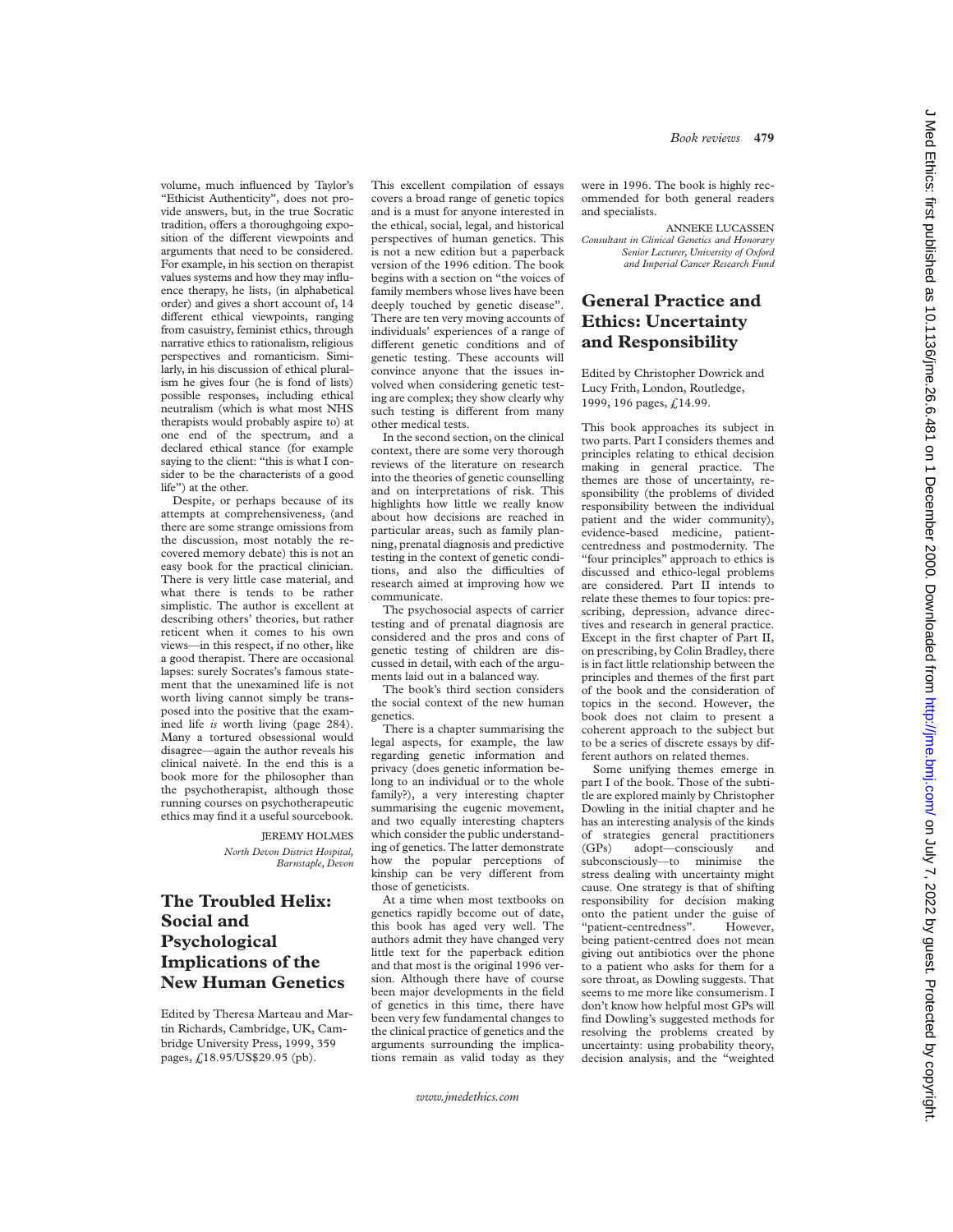volume, much influenced by Taylor's "Ethicist Authenticity", does not provide answers, but, in the true Socratic tradition, offers a thoroughgoing exposition of the different viewpoints and arguments that need to be considered. For example, in his section on therapist values systems and how they may influence therapy, he lists, (in alphabetical order) and gives a short account of, 14 different ethical viewpoints, ranging from casuistry, feminist ethics, through narrative ethics to rationalism, religious perspectives and romanticism. Similarly, in his discussion of ethical pluralism he gives four (he is fond of lists) possible responses, including ethical neutralism (which is what most NHS therapists would probably aspire to) at one end of the spectrum, and a declared ethical stance (for example saying to the client: "this is what I consider to be the characterists of a good life") at the other.

Despite, or perhaps because of its attempts at comprehensiveness, (and there are some strange omissions from the discussion, most notably the recovered memory debate) this is not an easy book for the practical clinician. There is very little case material, and what there is tends to be rather simplistic. The author is excellent at describing others' theories, but rather reticent when it comes to his own views—in this respect, if no other, like a good therapist. There are occasional lapses: surely Socrates's famous statement that the unexamined life is not worth living cannot simply be transposed into the positive that the examined life *is* worth living (page 284). Many a tortured obsessional would disagree—again the author reveals his clinical naiveté. In the end this is a book more for the philosopher than the psychotherapist, although those running courses on psychotherapeutic ethics may find it a useful sourcebook.

JEREMY HOLMES
*North Devon District Hospital, Barnstaple, Devon*

## The Troubled Helix: Social and Psychological Implications of the New Human Genetics

Edited by Theresa Marteau and Martin Richards, Cambridge, UK, Cambridge University Press, 1999, 359 pages, £18.95/US$29.95 (pb).

This excellent compilation of essays covers a broad range of genetic topics and is a must for anyone interested in the ethical, social, legal, and historical perspectives of human genetics. This is not a new edition but a paperback version of the 1996 edition. The book begins with a section on "the voices of family members whose lives have been deeply touched by genetic disease". There are ten very moving accounts of individuals' experiences of a range of different genetic conditions and of genetic testing. These accounts will convince anyone that the issues involved when considering genetic testing are complex; they show clearly why such testing is different from many other medical tests.

In the second section, on the clinical context, there are some very thorough reviews of the literature on research into the theories of genetic counselling and on interpretations of risk. This highlights how little we really know about how decisions are reached in particular areas, such as family planning, prenatal diagnosis and predictive testing in the context of genetic conditions, and also the difficulties of research aimed at improving how we communicate.

The psychosocial aspects of carrier testing and of prenatal diagnosis are considered and the pros and cons of genetic testing of children are discussed in detail, with each of the arguments laid out in a balanced way.

The book's third section considers the social context of the new human genetics.

There is a chapter summarising the legal aspects, for example, the law regarding genetic information and privacy (does genetic information belong to an individual or to the whole family?), a very interesting chapter summarising the eugenic movement, and two equally interesting chapters which consider the public understanding of genetics. The latter demonstrate how the popular perceptions of kinship can be very different from those of geneticists.

At a time when most textbooks on genetics rapidly become out of date, this book has aged very well. The authors admit they have changed very little text for the paperback edition and that most is the original 1996 version. Although there have of course been major developments in the field of genetics in this time, there have been very few fundamental changes to the clinical practice of genetics and the arguments surrounding the implications remain as valid today as they were in 1996. The book is highly recommended for both general readers and specialists.

ANNEKE LUCASSEN
*Consultant in Clinical Genetics and Honorary Senior Lecturer, University of Oxford and Imperial Cancer Research Fund*

## General Practice and Ethics: Uncertainty and Responsibility

Edited by Christopher Dowrick and Lucy Frith, London, Routledge, 1999, 196 pages, £14.99.

This book approaches its subject in two parts. Part I considers themes and principles relating to ethical decision making in general practice. The themes are those of uncertainty, responsibility (the problems of divided responsibility between the individual patient and the wider community), evidence-based medicine, patient-centredness and postmodernity. The "four principles" approach to ethics is discussed and ethico-legal problems are considered. Part II intends to relate these themes to four topics: prescribing, depression, advance directives and research in general practice. Except in the first chapter of Part II, on prescribing, by Colin Bradley, there is in fact little relationship between the principles and themes of the first part of the book and the consideration of topics in the second. However, the book does not claim to present a coherent approach to the subject but to be a series of discrete essays by different authors on related themes.

Some unifying themes emerge in part I of the book. Those of the subtitle are explored mainly by Christopher Dowling in the initial chapter and he has an interesting analysis of the kinds of strategies general practitioners (GPs) adopt—consciously and subconsciously—to minimise the stress dealing with uncertainty might cause. One strategy is that of shifting responsibility for decision making onto the patient under the guise of "patient-centredness". However, being patient-centred does not mean giving out antibiotics over the phone to a patient who asks for them for a sore throat, as Dowling suggests. That seems to me more like consumerism. I don't know how helpful most GPs will find Dowling's suggested methods for resolving the problems created by uncertainty: using probability theory, decision analysis, and the "weighted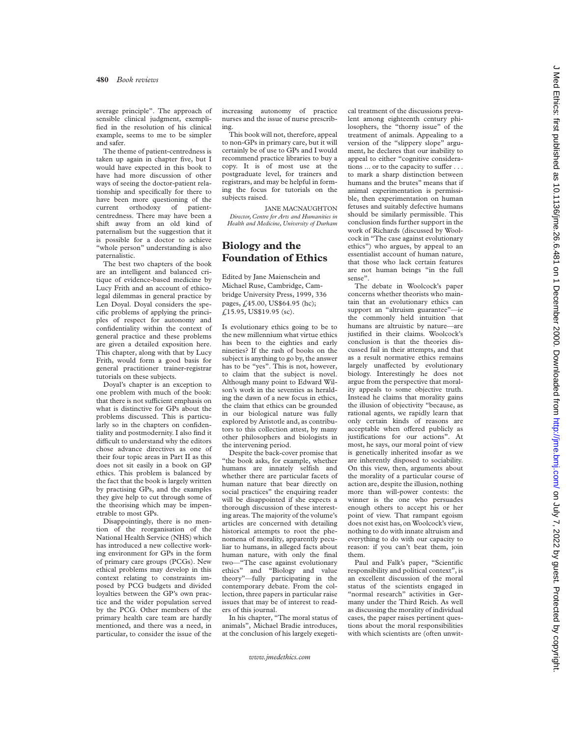average principle". The approach of sensible clinical judgment, exemplified in the resolution of his clinical example, seems to me to be simpler and safer.

The theme of patient-centredness is taken up again in chapter five, but I would have expected in this book to have had more discussion of other ways of seeing the doctor-patient relationship and specifically for there to have been more questioning of the current orthodoxy of patient-centredness. There may have been a shift away from an old kind of paternalism but the suggestion that it is possible for a doctor to achieve "whole person" understanding is also paternalistic.

The best two chapters of the book are an intelligent and balanced critique of evidence-based medicine by Lucy Frith and an account of ethico-legal dilemmas in general practice by Len Doyal. Doyal considers the specific problems of applying the principles of respect for autonomy and confidentiality within the context of general practice and these problems are given a detailed exposition here. This chapter, along with that by Lucy Frith, would form a good basis for general practitioner trainer-registrar tutorials on these subjects.

Doyal's chapter is an exception to one problem with much of the book: that there is not sufficient emphasis on what is distinctive for GPs about the problems discussed. This is particularly so in the chapters on confidentiality and postmodernity. I also find it difficult to understand why the editors chose advance directives as one of their four topic areas in Part II as this does not sit easily in a book on GP ethics. This problem is balanced by the fact that the book is largely written by practising GPs, and the examples they give help to cut through some of the theorising which may be impenetrable to most GPs.

Disappointingly, there is no mention of the reorganisation of the National Health Service (NHS) which has introduced a new collective working environment for GPs in the form of primary care groups (PCGs). New ethical problems may develop in this context relating to constraints imposed by PCG budgets and divided loyalties between the GP's own practice and the wider population served by the PCG. Other members of the primary health care team are hardly mentioned, and there was a need, in particular, to consider the issue of the increasing autonomy of practice nurses and the issue of nurse prescribing.

This book will not, therefore, appeal to non-GPs in primary care, but it will certainly be of use to GPs and I would recommend practice libraries to buy a copy. It is of most use at the postgraduate level, for trainers and registrars, and may be helpful in forming the focus for tutorials on the subjects raised.

JANE MACNAUGHTON
*Director, Centre for Arts and Humanities in Health and Medicine, University of Durham*

## Biology and the Foundation of Ethics

Edited by Jane Maienschein and Michael Ruse, Cambridge, Cambridge University Press, 1999, 336 pages, £45.00, US$64.95 (hc); £15.95, US$19.95 (sc).

Is evolutionary ethics going to be to the new millennium what virtue ethics has been to the eighties and early nineties? If the rash of books on the subject is anything to go by, the answer has to be "yes". This is not, however, to claim that the subject is novel. Although many point to Edward Wilson's work in the seventies as heralding the dawn of a new focus in ethics, the claim that ethics can be grounded in our biological nature was fully explored by Aristotle and, as contributors to this collection attest, by many other philosophers and biologists in the intervening period.

Despite the back-cover promise that "the book asks, for example, whether humans are innately selfish and whether there are particular facets of human nature that bear directly on social practices" the enquiring reader will be disappointed if she expects a thorough discussion of these interesting areas. The majority of the volume's articles are concerned with detailing historical attempts to root the phenomena of morality, apparently peculiar to humans, in alleged facts about human nature, with only the final two—"The case against evolutionary ethics" and "Biology and value theory"—fully participating in the contemporary debate. From the collection, three papers in particular raise issues that may be of interest to readers of this journal.

In his chapter, "The moral status of animals", Michael Bradie introduces, at the conclusion of his largely exegetical treatment of the discussions prevalent among eighteenth century philosophers, the "thorny issue" of the treatment of animals. Appealing to a version of the "slippery slope" argument, he declares that our inability to appeal to either "cognitive considerations ... or to the capacity to suffer . . . to mark a sharp distinction between humans and the brutes" means that if animal experimentation is permissible, then experimentation on human fetuses and suitably defective humans should be similarly permissible. This conclusion finds further support in the work of Richards (discussed by Woolcock in "The case against evolutionary ethics") who argues, by appeal to an essentialist account of human nature, that those who lack certain features are not human beings "in the full sense".

The debate in Woolcock's paper concerns whether theorists who maintain that an evolutionary ethics can support an "altruism guarantee"—ie the commonly held intuition that humans are altruistic by nature—are justified in their claims. Woolcock's conclusion is that the theories discussed fail in their attempts, and that as a result normative ethics remains largely unaffected by evolutionary biology. Interestingly he does not argue from the perspective that morality appeals to some objective truth. Instead he claims that morality gains the illusion of objectivity "because, as rational agents, we rapidly learn that only certain kinds of reasons are acceptable when offered publicly as justifications for our actions". At most, he says, our moral point of view is genetically inherited insofar as we are inherently disposed to sociability. On this view, then, arguments about the morality of a particular course of action are, despite the illusion, nothing more than will-power contests: the winner is the one who persuades enough others to accept his or her point of view. That rampant egoism does not exist has, on Woolcock's view, nothing to do with innate altruism and everything to do with our capacity to reason: if you can't beat them, join them.

Paul and Falk's paper, "Scientific responsibility and political context", is an excellent discussion of the moral status of the scientists engaged in "normal research" activities in Germany under the Third Reich. As well as discussing the morality of individual cases, the paper raises pertinent questions about the moral responsibilities with which scientists are (often unwit-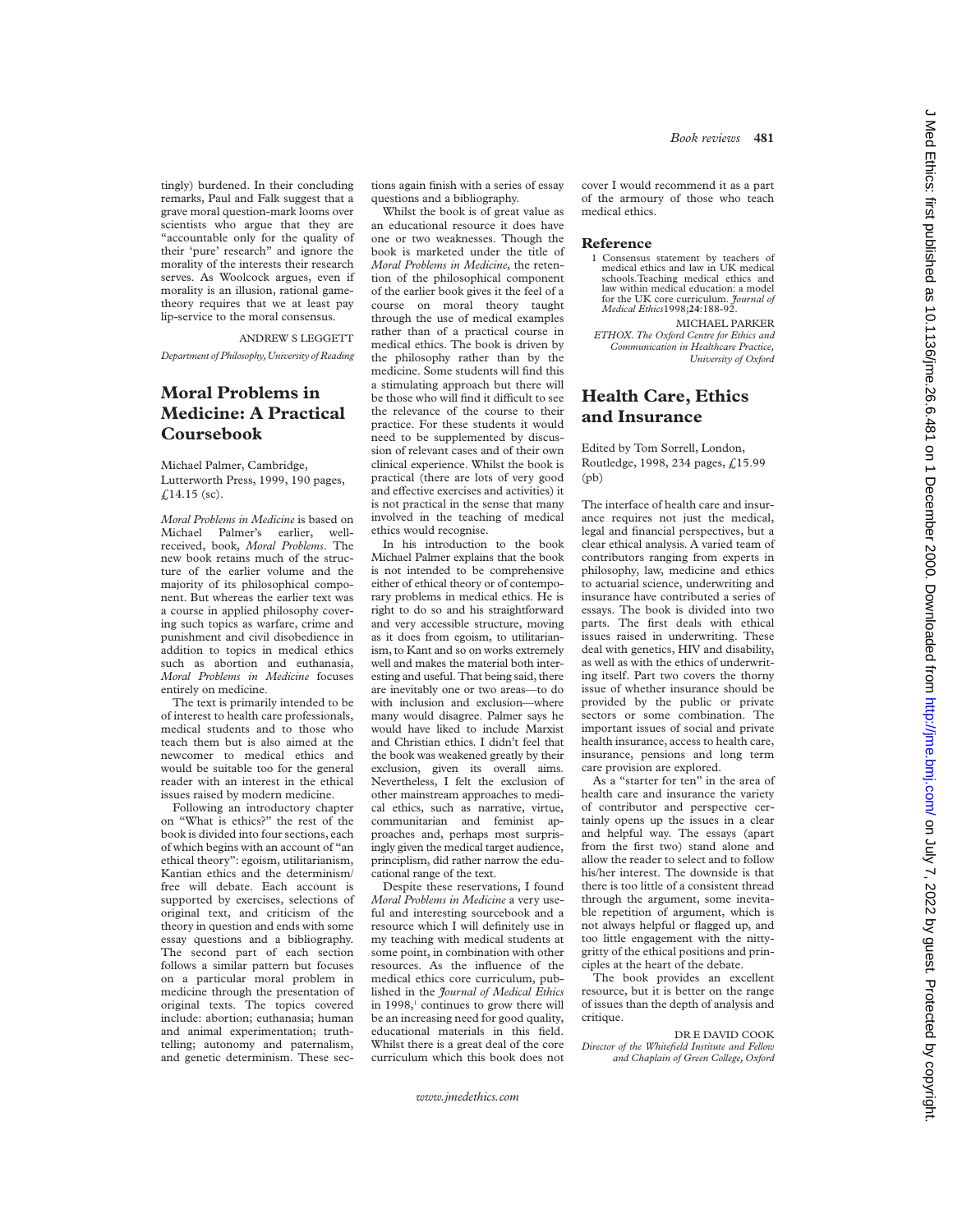tingly) burdened. In their concluding remarks, Paul and Falk suggest that a grave moral question-mark looms over scientists who argue that they are "accountable only for the quality of their 'pure' research" and ignore the morality of the interests their research serves. As Woolcock argues, even if morality is an illusion, rational game-theory requires that we at least pay lip-service to the moral consensus.

ANDREW S LEGGETT

*Department of Philosophy, University of Reading*

## Moral Problems in Medicine: A Practical Coursebook

Michael Palmer, Cambridge, Lutterworth Press, 1999, 190 pages, £14.15 (sc).

*Moral Problems in Medicine* is based on Michael Palmer's earlier, well-received, book, *Moral Problems*. The new book retains much of the structure of the earlier volume and the majority of its philosophical component. But whereas the earlier text was a course in applied philosophy covering such topics as warfare, crime and punishment and civil disobedience in addition to topics in medical ethics such as abortion and euthanasia, *Moral Problems in Medicine* focuses entirely on medicine.

The text is primarily intended to be of interest to health care professionals, medical students and to those who teach them but is also aimed at the newcomer to medical ethics and would be suitable too for the general reader with an interest in the ethical issues raised by modern medicine.

Following an introductory chapter on "What is ethics?" the rest of the book is divided into four sections, each of which begins with an account of "an ethical theory": egoism, utilitarianism, Kantian ethics and the determinism/free will debate. Each account is supported by exercises, selections of original text, and criticism of the theory in question and ends with some essay questions and a bibliography. The second part of each section follows a similar pattern but focuses on a particular moral problem in medicine through the presentation of original texts. The topics covered include: abortion; euthanasia; human and animal experimentation; truth-telling; autonomy and paternalism, and genetic determinism. These sections again finish with a series of essay questions and a bibliography.

Whilst the book is of great value as an educational resource it does have one or two weaknesses. Though the book is marketed under the title of *Moral Problems in Medicine*, the retention of the philosophical component of the earlier book gives it the feel of a course on moral theory taught through the use of medical examples rather than of a practical course in medical ethics. The book is driven by the philosophy rather than by the medicine. Some students will find this a stimulating approach but there will be those who will find it difficult to see the relevance of the course to their practice. For these students it would need to be supplemented by discussion of relevant cases and of their own clinical experience. Whilst the book is practical (there are lots of very good and effective exercises and activities) it is not practical in the sense that many involved in the teaching of medical ethics would recognise.

In his introduction to the book Michael Palmer explains that the book is not intended to be comprehensive either of ethical theory or of contemporary problems in medical ethics. He is right to do so and his straightforward and very accessible structure, moving as it does from egoism, to utilitarianism, to Kant and so on works extremely well and makes the material both interesting and useful. That being said, there are inevitably one or two areas—to do with inclusion and exclusion—where many would disagree. Palmer says he would have liked to include Marxist and Christian ethics. I didn't feel that the book was weakened greatly by their exclusion, given its overall aims. Nevertheless, I felt the exclusion of other mainstream approaches to medical ethics, such as narrative, virtue, communitarian and feminist approaches and, perhaps most surprisingly given the medical target audience, principlism, did rather narrow the educational range of the text.

Despite these reservations, I found *Moral Problems in Medicine* a very useful and interesting sourcebook and a resource which I will definitely use in my teaching with medical students at some point, in combination with other resources. As the influence of the medical ethics core curriculum, published in the *Journal of Medical Ethics* in 1998,[1] continues to grow there will be an increasing need for good quality, educational materials in this field. Whilst there is a great deal of the core curriculum which this book does not cover I would recommend it as a part of the armoury of those who teach medical ethics.

### Reference

1 Consensus statement by teachers of medical ethics and law in UK medical schools.Teaching medical ethics and law within medical education: a model for the UK core curriculum. *Journal of Medical Ethics* 1998;**24**:188-92.

MICHAEL PARKER

*ETHOX. The Oxford Centre for Ethics and Communication in Healthcare Practice, University of Oxford*

## Health Care, Ethics and Insurance

Edited by Tom Sorrell, London, Routledge, 1998, 234 pages, £15.99 (pb)

The interface of health care and insurance requires not just the medical, legal and financial perspectives, but a clear ethical analysis. A varied team of contributors ranging from experts in philosophy, law, medicine and ethics to actuarial science, underwriting and insurance have contributed a series of essays. The book is divided into two parts. The first deals with ethical issues raised in underwriting. These deal with genetics, HIV and disability, as well as with the ethics of underwriting itself. Part two covers the thorny issue of whether insurance should be provided by the public or private sectors or some combination. The important issues of social and private health insurance, access to health care, insurance, pensions and long term care provision are explored.

As a "starter for ten" in the area of health care and insurance the variety of contributor and perspective certainly opens up the issues in a clear and helpful way. The essays (apart from the first two) stand alone and allow the reader to select and to follow his/her interest. The downside is that there is too little of a consistent thread through the argument, some inevitable repetition of argument, which is not always helpful or flagged up, and too little engagement with the nitty-gritty of the ethical positions and principles at the heart of the debate.

The book provides an excellent resource, but it is better on the range of issues than the depth of analysis and critique.

DR E DAVID COOK

*Director of the Whitefield Institute and Fellow and Chaplain of Green College, Oxford*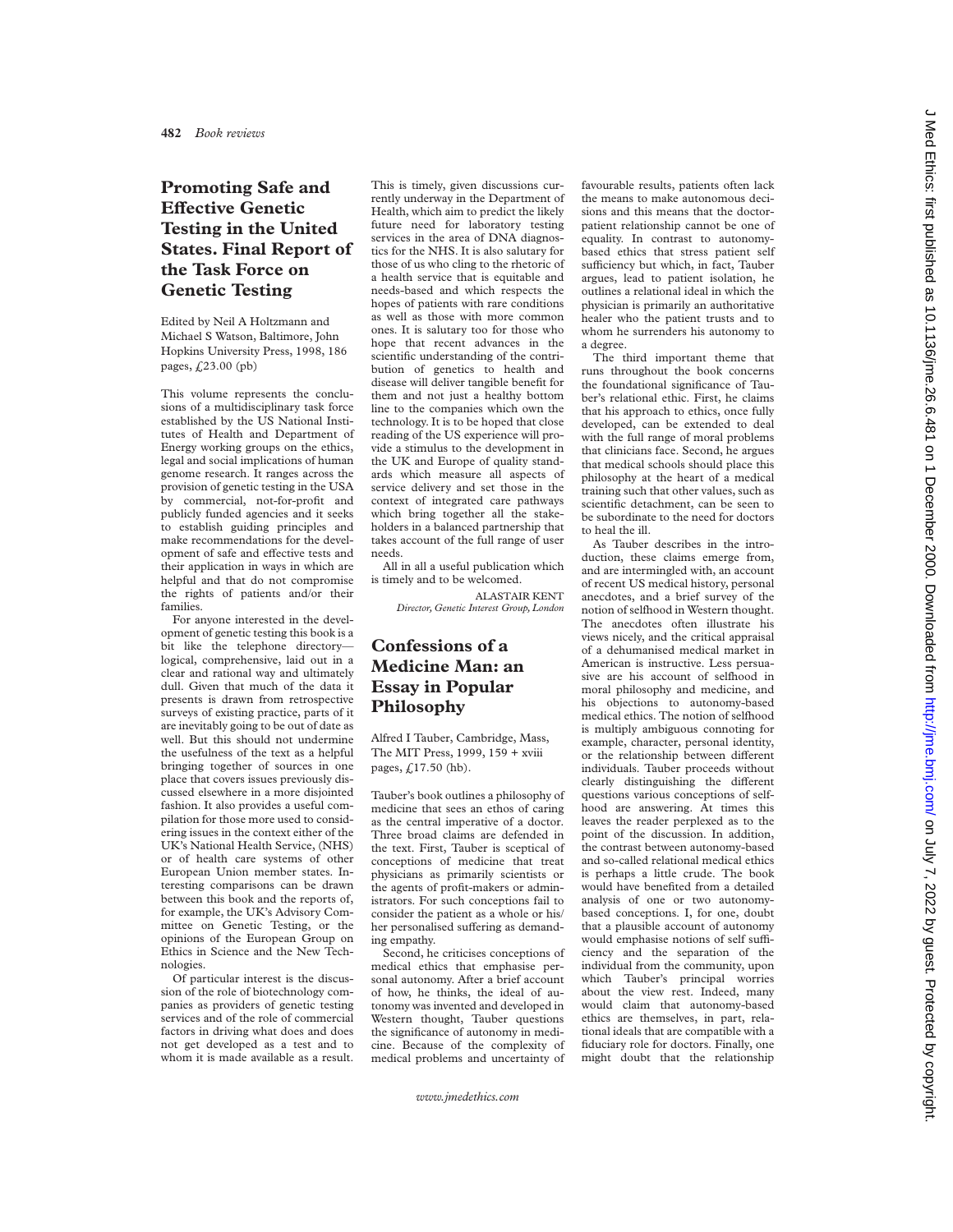## Promoting Safe and Effective Genetic Testing in the United States. Final Report of the Task Force on Genetic Testing

Edited by Neil A Holtzmann and Michael S Watson, Baltimore, John Hopkins University Press, 1998, 186 pages, £23.00 (pb)

This volume represents the conclusions of a multidisciplinary task force established by the US National Institutes of Health and Department of Energy working groups on the ethics, legal and social implications of human genome research. It ranges across the provision of genetic testing in the USA by commercial, not-for-profit and publicly funded agencies and it seeks to establish guiding principles and make recommendations for the development of safe and effective tests and their application in ways in which are helpful and that do not compromise the rights of patients and/or their families.

For anyone interested in the development of genetic testing this book is a bit like the telephone directory—logical, comprehensive, laid out in a clear and rational way and ultimately dull. Given that much of the data it presents is drawn from retrospective surveys of existing practice, parts of it are inevitably going to be out of date as well. But this should not undermine the usefulness of the text as a helpful bringing together of sources in one place that covers issues previously discussed elsewhere in a more disjointed fashion. It also provides a useful compilation for those more used to considering issues in the context either of the UK's National Health Service, (NHS) or of health care systems of other European Union member states. Interesting comparisons can be drawn between this book and the reports of, for example, the UK's Advisory Committee on Genetic Testing, or the opinions of the European Group on Ethics in Science and the New Technologies.

Of particular interest is the discussion of the role of biotechnology companies as providers of genetic testing services and of the role of commercial factors in driving what does and does not get developed as a test and to whom it is made available as a result. This is timely, given discussions currently underway in the Department of Health, which aim to predict the likely future need for laboratory testing services in the area of DNA diagnostics for the NHS. It is also salutary for those of us who cling to the rhetoric of a health service that is equitable and needs-based and which respects the hopes of patients with rare conditions as well as those with more common ones. It is salutary too for those who hope that recent advances in the scientific understanding of the contribution of genetics to health and disease will deliver tangible benefit for them and not just a healthy bottom line to the companies which own the technology. It is to be hoped that close reading of the US experience will provide a stimulus to the development in the UK and Europe of quality standards which measure all aspects of service delivery and set those in the context of integrated care pathways which bring together all the stakeholders in a balanced partnership that takes account of the full range of user needs.

All in all a useful publication which is timely and to be welcomed.

ALASTAIR KENT
*Director, Genetic Interest Group, London*

## Confessions of a Medicine Man: an Essay in Popular Philosophy

Alfred I Tauber, Cambridge, Mass, The MIT Press, 1999, 159 + xviii pages, £17.50 (hb).

Tauber's book outlines a philosophy of medicine that sees an ethos of caring as the central imperative of a doctor. Three broad claims are defended in the text. First, Tauber is sceptical of conceptions of medicine that treat physicians as primarily scientists or the agents of profit-makers or administrators. For such conceptions fail to consider the patient as a whole or his/her personalised suffering as demanding empathy.

Second, he criticises conceptions of medical ethics that emphasise personal autonomy. After a brief account of how, he thinks, the ideal of autonomy was invented and developed in Western thought, Tauber questions the significance of autonomy in medicine. Because of the complexity of medical problems and uncertainty of favourable results, patients often lack the means to make autonomous decisions and this means that the doctor-patient relationship cannot be one of equality. In contrast to autonomy-based ethics that stress patient self sufficiency but which, in fact, Tauber argues, lead to patient isolation, he outlines a relational ideal in which the physician is primarily an authoritative healer who the patient trusts and to whom he surrenders his autonomy to a degree.

The third important theme that runs throughout the book concerns the foundational significance of Tauber's relational ethic. First, he claims that his approach to ethics, once fully developed, can be extended to deal with the full range of moral problems that clinicians face. Second, he argues that medical schools should place this philosophy at the heart of a medical training such that other values, such as scientific detachment, can be seen to be subordinate to the need for doctors to heal the ill.

As Tauber describes in the introduction, these claims emerge from, and are intermingled with, an account of recent US medical history, personal anecdotes, and a brief survey of the notion of selfhood in Western thought. The anecdotes often illustrate his views nicely, and the critical appraisal of a dehumanised medical market in American is instructive. Less persuasive are his account of selfhood in moral philosophy and medicine, and his objections to autonomy-based medical ethics. The notion of selfhood is multiply ambiguous connoting for example, character, personal identity, or the relationship between different individuals. Tauber proceeds without clearly distinguishing the different questions various conceptions of selfhood are answering. At times this leaves the reader perplexed as to the point of the discussion. In addition, the contrast between autonomy-based and so-called relational medical ethics is perhaps a little crude. The book would have benefited from a detailed analysis of one or two autonomy-based conceptions. I, for one, doubt that a plausible account of autonomy would emphasise notions of self sufficiency and the separation of the individual from the community, upon which Tauber's principal worries about the view rest. Indeed, many would claim that autonomy-based ethics are themselves, in part, relational ideals that are compatible with a fiduciary role for doctors. Finally, one might doubt that the relationship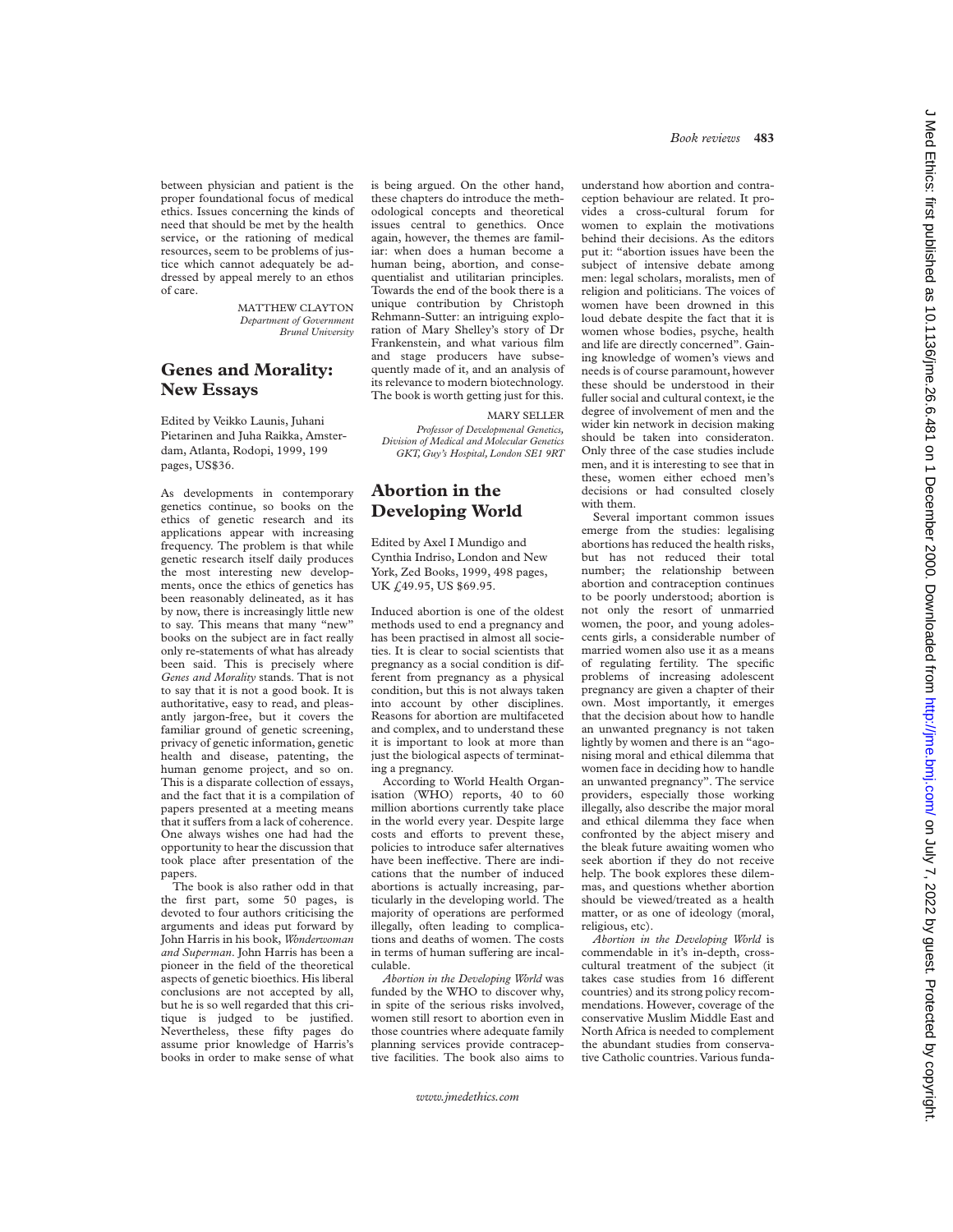between physician and patient is the proper foundational focus of medical ethics. Issues concerning the kinds of need that should be met by the health service, or the rationing of medical resources, seem to be problems of justice which cannot adequately be addressed by appeal merely to an ethos of care.

MATTHEW CLAYTON
*Department of Government*
*Brunel University*

## Genes and Morality: New Essays

Edited by Veikko Launis, Juhani Pietarinen and Juha Raikka, Amsterdam, Atlanta, Rodopi, 1999, 199 pages, US$36.

As developments in contemporary genetics continue, so books on the ethics of genetic research and its applications appear with increasing frequency. The problem is that while genetic research itself daily produces the most interesting new developments, once the ethics of genetics has been reasonably delineated, as it has by now, there is increasingly little new to say. This means that many "new" books on the subject are in fact really only re-statements of what has already been said. This is precisely where *Genes and Morality* stands. That is not to say that it is not a good book. It is authoritative, easy to read, and pleasantly jargon-free, but it covers the familiar ground of genetic screening, privacy of genetic information, genetic health and disease, patenting, the human genome project, and so on. This is a disparate collection of essays, and the fact that it is a compilation of papers presented at a meeting means that it suffers from a lack of coherence. One always wishes one had had the opportunity to hear the discussion that took place after presentation of the papers.

The book is also rather odd in that the first part, some 50 pages, is devoted to four authors criticising the arguments and ideas put forward by John Harris in his book, *Wonderwoman and Superman*. John Harris has been a pioneer in the field of the theoretical aspects of genetic bioethics. His liberal conclusions are not accepted by all, but he is so well regarded that this critique is judged to be justified. Nevertheless, these fifty pages do assume prior knowledge of Harris's books in order to make sense of what is being argued. On the other hand, these chapters do introduce the methodological concepts and theoretical issues central to genethics. Once again, however, the themes are familiar: when does a human become a human being, abortion, and consequentialist and utilitarian principles. Towards the end of the book there is a unique contribution by Christoph Rehmann-Sutter: an intriguing exploration of Mary Shelley's story of Dr Frankenstein, and what various film and stage producers have subsequently made of it, and an analysis of its relevance to modern biotechnology. The book is worth getting just for this.

MARY SELLER
*Professor of Developmenal Genetics, Division of Medical and Molecular Genetics GKT, Guy's Hospital, London SE1 9RT*

## Abortion in the Developing World

Edited by Axel I Mundigo and Cynthia Indriso, London and New York, Zed Books, 1999, 498 pages, UK £49.95, US $69.95.

Induced abortion is one of the oldest methods used to end a pregnancy and has been practised in almost all societies. It is clear to social scientists that pregnancy as a social condition is different from pregnancy as a physical condition, but this is not always taken into account by other disciplines. Reasons for abortion are multifaceted and complex, and to understand these it is important to look at more than just the biological aspects of terminating a pregnancy.

According to World Health Organisation (WHO) reports, 40 to 60 million abortions currently take place in the world every year. Despite large costs and efforts to prevent these, policies to introduce safer alternatives have been ineffective. There are indications that the number of induced abortions is actually increasing, particularly in the developing world. The majority of operations are performed illegally, often leading to complications and deaths of women. The costs in terms of human suffering are incalculable.

*Abortion in the Developing World* was funded by the WHO to discover why, in spite of the serious risks involved, women still resort to abortion even in those countries where adequate family planning services provide contraceptive facilities. The book also aims to understand how abortion and contraception behaviour are related. It provides a cross-cultural forum for women to explain the motivations behind their decisions. As the editors put it: "abortion issues have been the subject of intensive debate among men: legal scholars, moralists, men of religion and politicians. The voices of women have been drowned in this loud debate despite the fact that it is women whose bodies, psyche, health and life are directly concerned". Gaining knowledge of women's views and needs is of course paramount, however these should be understood in their fuller social and cultural context, ie the degree of involvement of men and the wider kin network in decision making should be taken into consideraton. Only three of the case studies include men, and it is interesting to see that in these, women either echoed men's decisions or had consulted closely with them.

Several important common issues emerge from the studies: legalising abortions has reduced the health risks, but has not reduced their total number; the relationship between abortion and contraception continues to be poorly understood; abortion is not only the resort of unmarried women, the poor, and young adolescents girls, a considerable number of married women also use it as a means of regulating fertility. The specific problems of increasing adolescent pregnancy are given a chapter of their own. Most importantly, it emerges that the decision about how to handle an unwanted pregnancy is not taken lightly by women and there is an "agonising moral and ethical dilemma that women face in deciding how to handle an unwanted pregnancy". The service providers, especially those working illegally, also describe the major moral and ethical dilemma they face when confronted by the abject misery and the bleak future awaiting women who seek abortion if they do not receive help. The book explores these dilemmas, and questions whether abortion should be viewed/treated as a health matter, or as one of ideology (moral, religious, etc).

*Abortion in the Developing World* is commendable in it's in-depth, cross-cultural treatment of the subject (it takes case studies from 16 different countries) and its strong policy recommendations. However, coverage of the conservative Muslim Middle East and North Africa is needed to complement the abundant studies from conservative Catholic countries. Various funda-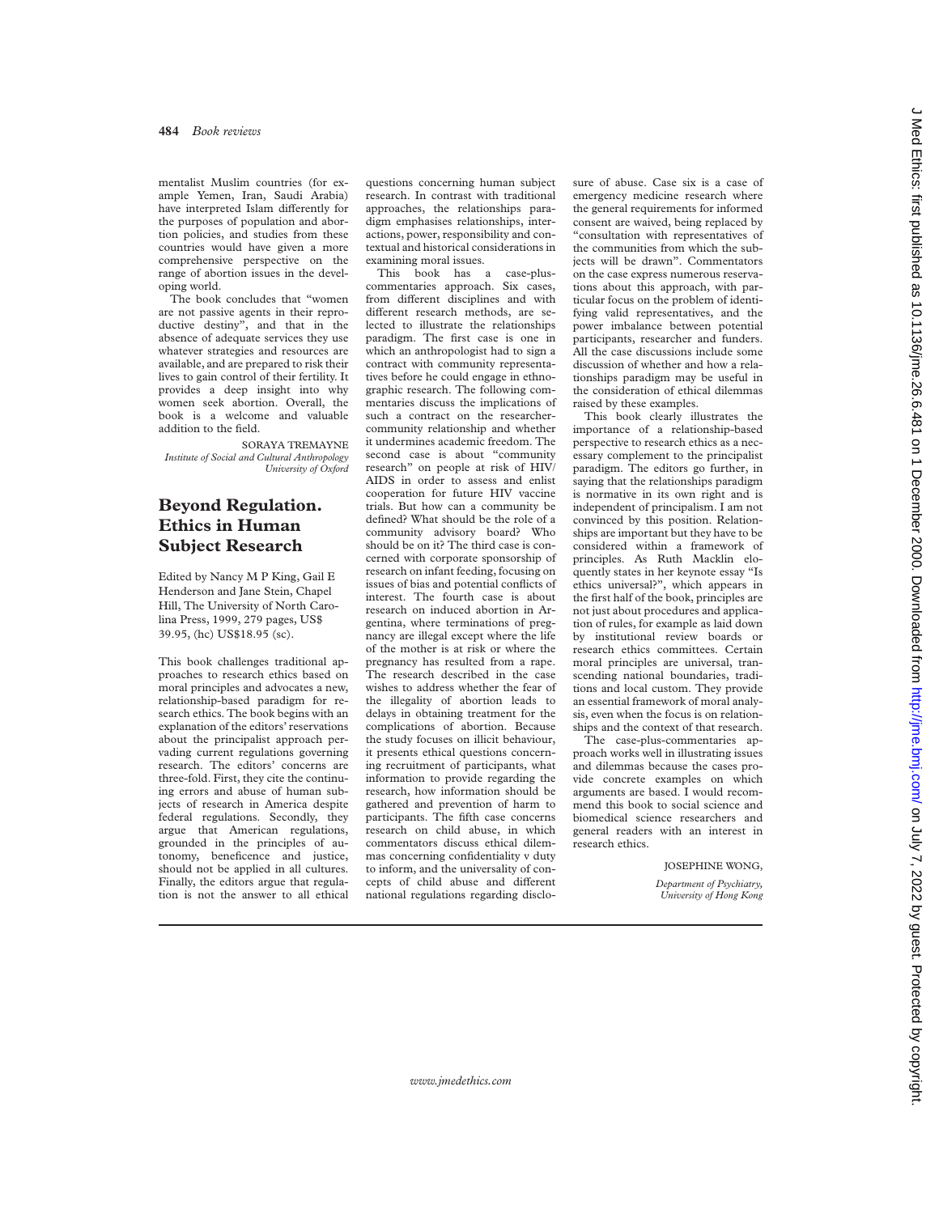mentalist Muslim countries (for example Yemen, Iran, Saudi Arabia) have interpreted Islam differently for the purposes of population and abortion policies, and studies from these countries would have given a more comprehensive perspective on the range of abortion issues in the developing world.

The book concludes that "women are not passive agents in their reproductive destiny", and that in the absence of adequate services they use whatever strategies and resources are available, and are prepared to risk their lives to gain control of their fertility. It provides a deep insight into why women seek abortion. Overall, the book is a welcome and valuable addition to the field.

SORAYA TREMAYNE
*Institute of Social and Cultural Anthropology*
*University of Oxford*

## Beyond Regulation. Ethics in Human Subject Research

Edited by Nancy M P King, Gail E Henderson and Jane Stein, Chapel Hill, The University of North Carolina Press, 1999, 279 pages, US$ 39.95, (hc) US$18.95 (sc).

This book challenges traditional approaches to research ethics based on moral principles and advocates a new, relationship-based paradigm for research ethics. The book begins with an explanation of the editors' reservations about the principalist approach pervading current regulations governing research. The editors' concerns are three-fold. First, they cite the continuing errors and abuse of human subjects of research in America despite federal regulations. Secondly, they argue that American regulations, grounded in the principles of autonomy, beneficence and justice, should not be applied in all cultures. Finally, the editors argue that regulation is not the answer to all ethical questions concerning human subject research. In contrast with traditional approaches, the relationships paradigm emphasises relationships, interactions, power, responsibility and contextual and historical considerations in examining moral issues.

This book has a case-plus-commentaries approach. Six cases, from different disciplines and with different research methods, are selected to illustrate the relationships paradigm. The first case is one in which an anthropologist had to sign a contract with community representatives before he could engage in ethnographic research. The following commentaries discuss the implications of such a contract on the researcher-community relationship and whether it undermines academic freedom. The second case is about "community research" on people at risk of HIV/AIDS in order to assess and enlist cooperation for future HIV vaccine trials. But how can a community be defined? What should be the role of a community advisory board? Who should be on it? The third case is concerned with corporate sponsorship of research on infant feeding, focusing on issues of bias and potential conflicts of interest. The fourth case is about research on induced abortion in Argentina, where terminations of pregnancy are illegal except where the life of the mother is at risk or where the pregnancy has resulted from a rape. The research described in the case wishes to address whether the fear of the illegality of abortion leads to delays in obtaining treatment for the complications of abortion. Because the study focuses on illicit behaviour, it presents ethical questions concerning recruitment of participants, what information to provide regarding the research, how information should be gathered and prevention of harm to participants. The fifth case concerns research on child abuse, in which commentators discuss ethical dilemmas concerning confidentiality v duty to inform, and the universality of concepts of child abuse and different national regulations regarding disclosure of abuse. Case six is a case of emergency medicine research where the general requirements for informed consent are waived, being replaced by "consultation with representatives of the communities from which the subjects will be drawn". Commentators on the case express numerous reservations about this approach, with particular focus on the problem of identifying valid representatives, and the power imbalance between potential participants, researcher and funders. All the case discussions include some discussion of whether and how a relationships paradigm may be useful in the consideration of ethical dilemmas raised by these examples.

This book clearly illustrates the importance of a relationship-based perspective to research ethics as a necessary complement to the principlist paradigm. The editors go further, in saying that the relationships paradigm is normative in its own right and is independent of principalism. I am not convinced by this position. Relationships are important but they have to be considered within a framework of principles. As Ruth Macklin eloquently states in her keynote essay "Is ethics universal?", which appears in the first half of the book, principles are not just about procedures and application of rules, for example as laid down by institutional review boards or research ethics committees. Certain moral principles are universal, transcending national boundaries, traditions and local custom. They provide an essential framework of moral analysis, even when the focus is on relationships and the context of that research.

The case-plus-commentaries approach works well in illustrating issues and dilemmas because the cases provide concrete examples on which arguments are based. I would recommend this book to social science and biomedical science researchers and general readers with an interest in research ethics.

JOSEPHINE WONG,
*Department of Psychiatry,*
*University of Hong Kong*